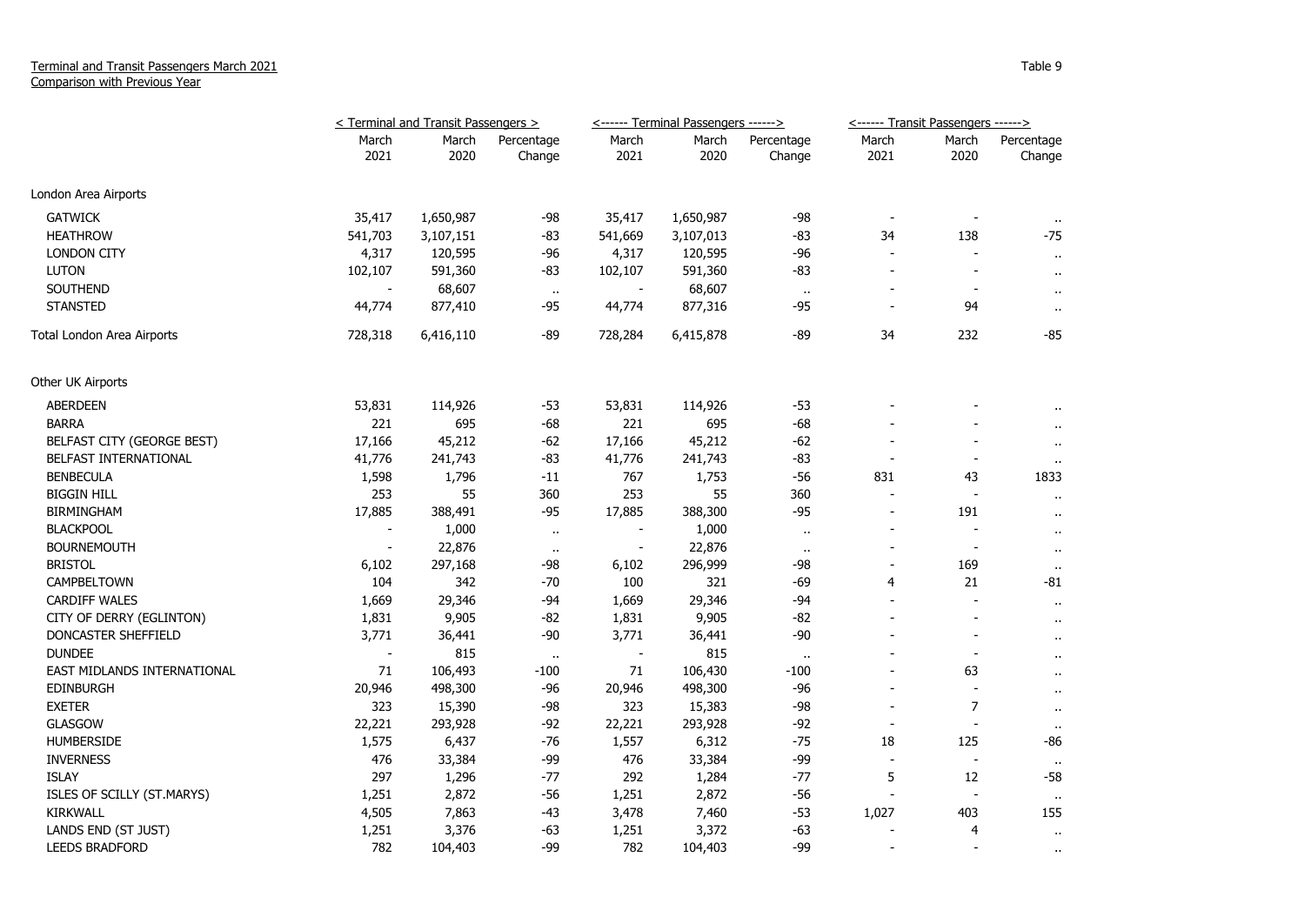Terminal and Transit Passengers March 2021
Comparison with Previous Year

Table 9

| | < Terminal and Transit Passengers > | | | <------ Terminal Passengers ------> | | | <------ Transit Passengers ------> | | |
|---|---|---|---|---|---|---|---|---|---|
| | March 2021 | March 2020 | Percentage Change | March 2021 | March 2020 | Percentage Change | March 2021 | March 2020 | Percentage Change |
| London Area Airports | | | | | | | | | |
| GATWICK | 35,417 | 1,650,987 | -98 | 35,417 | 1,650,987 | -98 | - | - | .. |
| HEATHROW | 541,703 | 3,107,151 | -83 | 541,669 | 3,107,013 | -83 | 34 | 138 | -75 |
| LONDON CITY | 4,317 | 120,595 | -96 | 4,317 | 120,595 | -96 | - | - | .. |
| LUTON | 102,107 | 591,360 | -83 | 102,107 | 591,360 | -83 | - | - | .. |
| SOUTHEND | - | 68,607 | .. | - | 68,607 | .. | - | - | .. |
| STANSTED | 44,774 | 877,410 | -95 | 44,774 | 877,316 | -95 | - | 94 | .. |
| Total London Area Airports | 728,318 | 6,416,110 | -89 | 728,284 | 6,415,878 | -89 | 34 | 232 | -85 |
| Other UK Airports | | | | | | | | | |
| ABERDEEN | 53,831 | 114,926 | -53 | 53,831 | 114,926 | -53 | - | - | .. |
| BARRA | 221 | 695 | -68 | 221 | 695 | -68 | - | - | .. |
| BELFAST CITY (GEORGE BEST) | 17,166 | 45,212 | -62 | 17,166 | 45,212 | -62 | - | - | .. |
| BELFAST INTERNATIONAL | 41,776 | 241,743 | -83 | 41,776 | 241,743 | -83 | - | - | .. |
| BENBECULA | 1,598 | 1,796 | -11 | 767 | 1,753 | -56 | 831 | 43 | 1833 |
| BIGGIN HILL | 253 | 55 | 360 | 253 | 55 | 360 | - | - | .. |
| BIRMINGHAM | 17,885 | 388,491 | -95 | 17,885 | 388,300 | -95 | - | 191 | .. |
| BLACKPOOL | - | 1,000 | .. | - | 1,000 | .. | - | - | .. |
| BOURNEMOUTH | - | 22,876 | .. | - | 22,876 | .. | - | - | .. |
| BRISTOL | 6,102 | 297,168 | -98 | 6,102 | 296,999 | -98 | - | 169 | .. |
| CAMPBELTOWN | 104 | 342 | -70 | 100 | 321 | -69 | 4 | 21 | -81 |
| CARDIFF WALES | 1,669 | 29,346 | -94 | 1,669 | 29,346 | -94 | - | - | .. |
| CITY OF DERRY (EGLINTON) | 1,831 | 9,905 | -82 | 1,831 | 9,905 | -82 | - | - | .. |
| DONCASTER SHEFFIELD | 3,771 | 36,441 | -90 | 3,771 | 36,441 | -90 | - | - | .. |
| DUNDEE | - | 815 | .. | - | 815 | .. | - | - | .. |
| EAST MIDLANDS INTERNATIONAL | 71 | 106,493 | -100 | 71 | 106,430 | -100 | - | 63 | .. |
| EDINBURGH | 20,946 | 498,300 | -96 | 20,946 | 498,300 | -96 | - | - | .. |
| EXETER | 323 | 15,390 | -98 | 323 | 15,383 | -98 | - | 7 | .. |
| GLASGOW | 22,221 | 293,928 | -92 | 22,221 | 293,928 | -92 | - | - | .. |
| HUMBERSIDE | 1,575 | 6,437 | -76 | 1,557 | 6,312 | -75 | 18 | 125 | -86 |
| INVERNESS | 476 | 33,384 | -99 | 476 | 33,384 | -99 | - | - | .. |
| ISLAY | 297 | 1,296 | -77 | 292 | 1,284 | -77 | 5 | 12 | -58 |
| ISLES OF SCILLY (ST.MARYS) | 1,251 | 2,872 | -56 | 1,251 | 2,872 | -56 | - | - | .. |
| KIRKWALL | 4,505 | 7,863 | -43 | 3,478 | 7,460 | -53 | 1,027 | 403 | 155 |
| LANDS END (ST JUST) | 1,251 | 3,376 | -63 | 1,251 | 3,372 | -63 | - | 4 | .. |
| LEEDS BRADFORD | 782 | 104,403 | -99 | 782 | 104,403 | -99 | - | - | .. |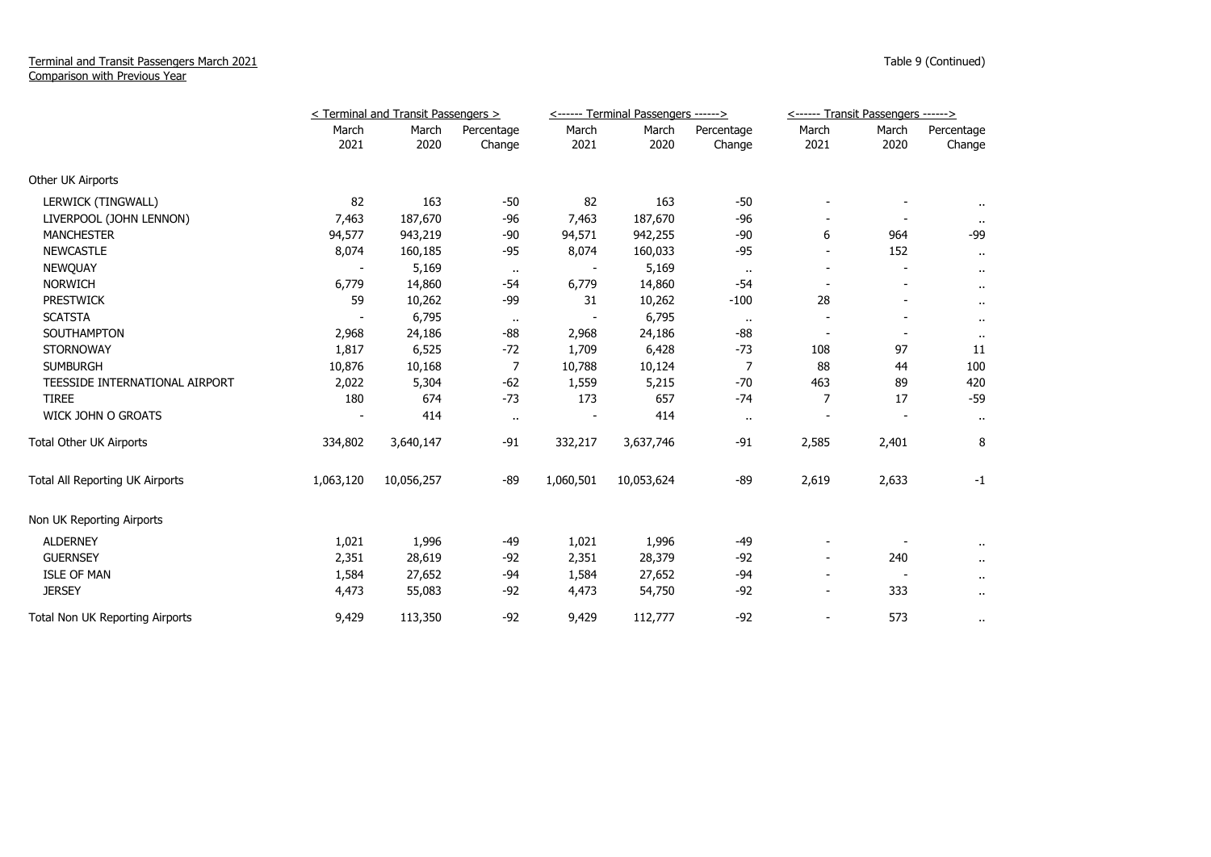Terminal and Transit Passengers March 2021
Comparison with Previous Year

Table 9 (Continued)

| | < Terminal and Transit Passengers > | | | <------ Terminal Passengers ------> | | | <------ Transit Passengers ------> | | |
|---|---|---|---|---|---|---|---|---|---|
| | March 2021 | March 2020 | Percentage Change | March 2021 | March 2020 | Percentage Change | March 2021 | March 2020 | Percentage Change |
| Other UK Airports | | | | | | | | | |
| LERWICK (TINGWALL) | 82 | 163 | -50 | 82 | 163 | -50 | - | - | .. |
| LIVERPOOL (JOHN LENNON) | 7,463 | 187,670 | -96 | 7,463 | 187,670 | -96 | - | - | .. |
| MANCHESTER | 94,577 | 943,219 | -90 | 94,571 | 942,255 | -90 | 6 | 964 | -99 |
| NEWCASTLE | 8,074 | 160,185 | -95 | 8,074 | 160,033 | -95 | - | 152 | .. |
| NEWQUAY | - | 5,169 | .. | - | 5,169 | .. | - | - | .. |
| NORWICH | 6,779 | 14,860 | -54 | 6,779 | 14,860 | -54 | - | - | .. |
| PRESTWICK | 59 | 10,262 | -99 | 31 | 10,262 | -100 | 28 | - | .. |
| SCATSTA | - | 6,795 | .. | - | 6,795 | .. | - | - | .. |
| SOUTHAMPTON | 2,968 | 24,186 | -88 | 2,968 | 24,186 | -88 | - | - | .. |
| STORNOWAY | 1,817 | 6,525 | -72 | 1,709 | 6,428 | -73 | 108 | 97 | 11 |
| SUMBURGH | 10,876 | 10,168 | 7 | 10,788 | 10,124 | 7 | 88 | 44 | 100 |
| TEESSIDE INTERNATIONAL AIRPORT | 2,022 | 5,304 | -62 | 1,559 | 5,215 | -70 | 463 | 89 | 420 |
| TIREE | 180 | 674 | -73 | 173 | 657 | -74 | 7 | 17 | -59 |
| WICK JOHN O GROATS | - | 414 | .. | - | 414 | .. | - | - | .. |
| Total Other UK Airports | 334,802 | 3,640,147 | -91 | 332,217 | 3,637,746 | -91 | 2,585 | 2,401 | 8 |
| Total All Reporting UK Airports | 1,063,120 | 10,056,257 | -89 | 1,060,501 | 10,053,624 | -89 | 2,619 | 2,633 | -1 |
| Non UK Reporting Airports | | | | | | | | | |
| ALDERNEY | 1,021 | 1,996 | -49 | 1,021 | 1,996 | -49 | - | - | .. |
| GUERNSEY | 2,351 | 28,619 | -92 | 2,351 | 28,379 | -92 | - | 240 | .. |
| ISLE OF MAN | 1,584 | 27,652 | -94 | 1,584 | 27,652 | -94 | - | - | .. |
| JERSEY | 4,473 | 55,083 | -92 | 4,473 | 54,750 | -92 | - | 333 | .. |
| Total Non UK Reporting Airports | 9,429 | 113,350 | -92 | 9,429 | 112,777 | -92 | - | 573 | .. |